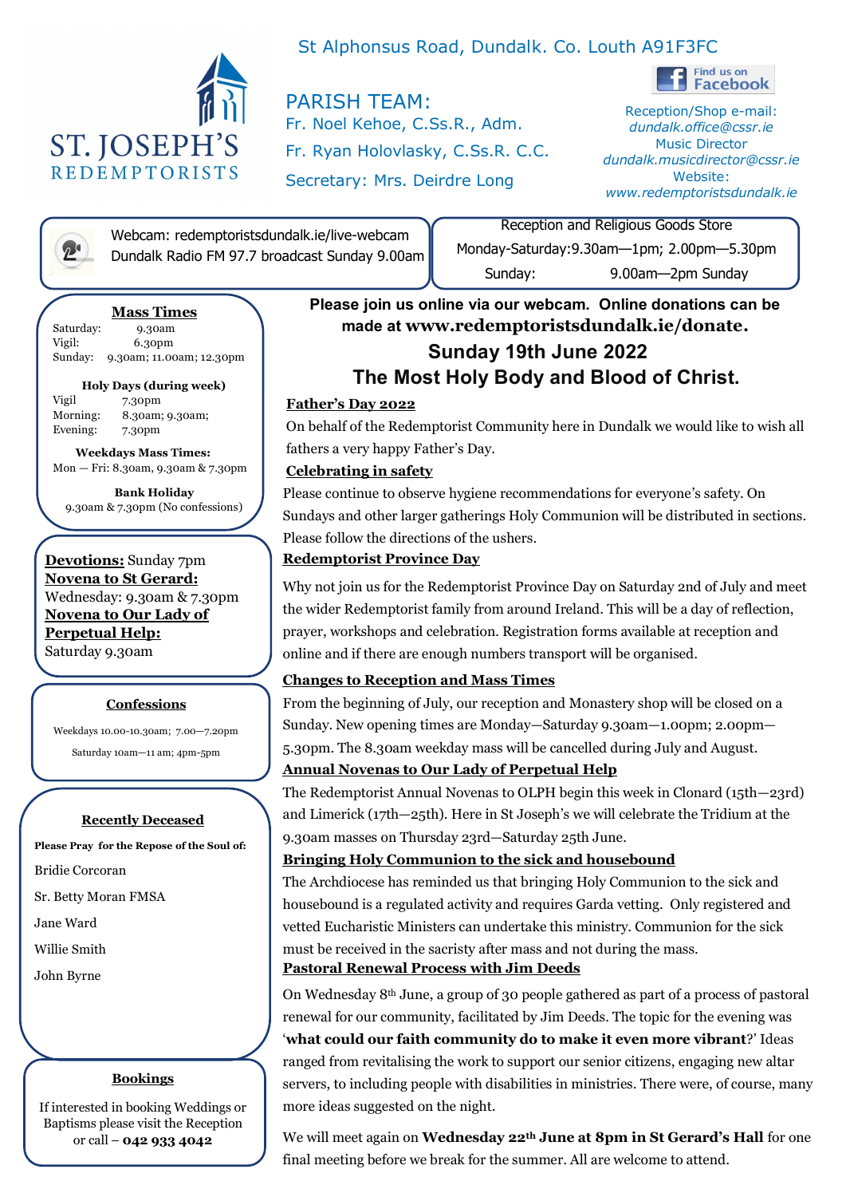# ST. JOSEPH'S REDEMPTORISTS

St Alphonsus Road, Dundalk. Co. Louth A91F3FC

**PARISH TEAM:**
Fr. Noel Kehoe, C.Ss.R., Adm.
Fr. Ryan Holovlasky, C.Ss.R. C.C.
Secretary: Mrs. Deirdre Long

Find us on Facebook

Reception/Shop e-mail: *dundalk.office@cssr.ie*
Music Director *dundalk.musicdirector@cssr.ie*
Website: *www.redemptoristsdundalk.ie*

Webcam: redemptoristsdundalk.ie/live-webcam
Dundalk Radio FM 97.7 broadcast Sunday 9.00am

Reception and Religious Goods Store
Monday-Saturday: 9.30am—1pm; 2.00pm—5.30pm
Sunday: 9.00am—2pm Sunday

### Mass Times

Saturday: 9.30am
Vigil: 6.30pm
Sunday: 9.30am; 11.00am; 12.30pm

**Holy Days (during week)**
Vigil 7.30pm
Morning: 8.30am; 9.30am;
Evening: 7.30pm

**Weekdays Mass Times:**
Mon — Fri: 8.30am, 9.30am & 7.30pm

**Bank Holiday**
9.30am & 7.30pm (No confessions)

**Devotions:** Sunday 7pm
**Novena to St Gerard:** Wednesday: 9.30am & 7.30pm
**Novena to Our Lady of Perpetual Help:** Saturday 9.30am

### Confessions

Weekdays 10.00-10.30am; 7.00—7.20pm
Saturday 10am—11 am; 4pm-5pm

### Recently Deceased

**Please Pray for the Repose of the Soul of:**

Bridie Corcoran
Sr. Betty Moran FMSA
Jane Ward
Willie Smith
John Byrne

### Bookings

If interested in booking Weddings or Baptisms please visit the Reception or call – **042 933 4042**

**Please join us online via our webcam. Online donations can be made at www.redemptoristsdundalk.ie/donate.**

## Sunday 19th June 2022
## The Most Holy Body and Blood of Christ.

**Father's Day 2022**

On behalf of the Redemptorist Community here in Dundalk we would like to wish all fathers a very happy Father's Day.

**Celebrating in safety**

Please continue to observe hygiene recommendations for everyone's safety. On Sundays and other larger gatherings Holy Communion will be distributed in sections. Please follow the directions of the ushers.

**Redemptorist Province Day**

Why not join us for the Redemptorist Province Day on Saturday 2nd of July and meet the wider Redemptorist family from around Ireland. This will be a day of reflection, prayer, workshops and celebration. Registration forms available at reception and online and if there are enough numbers transport will be organised.

**Changes to Reception and Mass Times**

From the beginning of July, our reception and Monastery shop will be closed on a Sunday. New opening times are Monday—Saturday 9.30am—1.00pm; 2.00pm—5.30pm. The 8.30am weekday mass will be cancelled during July and August.

**Annual Novenas to Our Lady of Perpetual Help**

The Redemptorist Annual Novenas to OLPH begin this week in Clonard (15th—23rd) and Limerick (17th—25th). Here in St Joseph's we will celebrate the Tridium at the 9.30am masses on Thursday 23rd—Saturday 25th June.

**Bringing Holy Communion to the sick and housebound**

The Archdiocese has reminded us that bringing Holy Communion to the sick and housebound is a regulated activity and requires Garda vetting. Only registered and vetted Eucharistic Ministers can undertake this ministry. Communion for the sick must be received in the sacristy after mass and not during the mass.

**Pastoral Renewal Process with Jim Deeds**

On Wednesday 8th June, a group of 30 people gathered as part of a process of pastoral renewal for our community, facilitated by Jim Deeds. The topic for the evening was '**what could our faith community do to make it even more vibrant**?' Ideas ranged from revitalising the work to support our senior citizens, engaging new altar servers, to including people with disabilities in ministries. There were, of course, many more ideas suggested on the night.

We will meet again on **Wednesday 22nd June at 8pm in St Gerard's Hall** for one final meeting before we break for the summer. All are welcome to attend.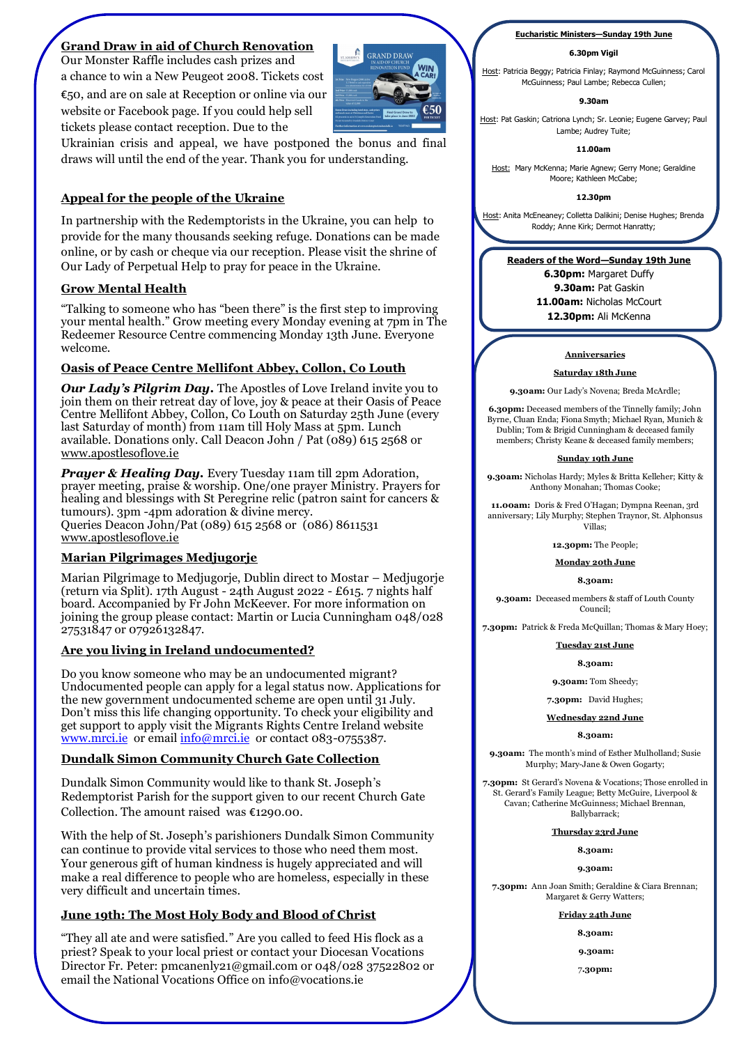## Grand Draw in aid of Church Renovation

Our Monster Raffle includes cash prizes and a chance to win a New Peugeot 2008. Tickets cost €50, and are on sale at Reception or online via our website or Facebook page. If you could help sell tickets please contact reception. Due to the Ukrainian crisis and appeal, we have postponed the bonus and final draws will until the end of the year. Thank you for understanding.

## Appeal for the people of the Ukraine

In partnership with the Redemptorists in the Ukraine, you can help to provide for the many thousands seeking refuge. Donations can be made online, or by cash or cheque via our reception. Please visit the shrine of Our Lady of Perpetual Help to pray for peace in the Ukraine.

## Grow Mental Health

"Talking to someone who has "been there" is the first step to improving your mental health." Grow meeting every Monday evening at 7pm in The Redeemer Resource Centre commencing Monday 13th June. Everyone welcome.

## Oasis of Peace Centre Mellifont Abbey, Collon, Co Louth

***Our Lady's Pilgrim Day.*** The Apostles of Love Ireland invite you to join them on their retreat day of love, joy & peace at their Oasis of Peace Centre Mellifont Abbey, Collon, Co Louth on Saturday 25th June (every last Saturday of month) from 11am till Holy Mass at 5pm. Lunch available. Donations only. Call Deacon John / Pat (089) 615 2568 or www.apostlesoflove.ie

***Prayer & Healing Day.*** Every Tuesday 11am till 2pm Adoration, prayer meeting, praise & worship. One/one prayer Ministry. Prayers for healing and blessings with St Peregrine relic (patron saint for cancers & tumours). 3pm -4pm adoration & divine mercy.
Queries Deacon John/Pat (089) 615 2568 or (086) 8611531
www.apostlesoflove.ie

## Marian Pilgrimages Medjugorje

Marian Pilgrimage to Medjugorje, Dublin direct to Mostar – Medjugorje (return via Split). 17th August - 24th August 2022 - £615. 7 nights half board. Accompanied by Fr John McKeever. For more information on joining the group please contact: Martin or Lucia Cunningham 048/028 27531847 or 07926132847.

## Are you living in Ireland undocumented?

Do you know someone who may be an undocumented migrant? Undocumented people can apply for a legal status now. Applications for the new government undocumented scheme are open until 31 July. Don't miss this life changing opportunity. To check your eligibility and get support to apply visit the Migrants Rights Centre Ireland website www.mrci.ie or email info@mrci.ie or contact 083-0755387.

## Dundalk Simon Community Church Gate Collection

Dundalk Simon Community would like to thank St. Joseph's Redemptorist Parish for the support given to our recent Church Gate Collection. The amount raised was €1290.00.

With the help of St. Joseph's parishioners Dundalk Simon Community can continue to provide vital services to those who need them most. Your generous gift of human kindness is hugely appreciated and will make a real difference to people who are homeless, especially in these very difficult and uncertain times.

## June 19th: The Most Holy Body and Blood of Christ

"They all ate and were satisfied." Are you called to feed His flock as a priest? Speak to your local priest or contact your Diocesan Vocations Director Fr. Peter: pmcanenly21@gmail.com or 048/028 37522802 or email the National Vocations Office on info@vocations.ie

### Eucharistic Ministers—Sunday 19th June

**6.30pm Vigil**

Host: Patricia Beggy; Patricia Finlay; Raymond McGuinness; Carol McGuinness; Paul Lambe; Rebecca Cullen;

**9.30am**

Host: Pat Gaskin; Catriona Lynch; Sr. Leonie; Eugene Garvey; Paul Lambe; Audrey Tuite;

**11.00am**

Host: Mary McKenna; Marie Agnew; Gerry Mone; Geraldine Moore; Kathleen McCabe;

**12.30pm**

Host: Anita McEneaney; Colletta Dalikini; Denise Hughes; Brenda Roddy; Anne Kirk; Dermot Hanratty;

### Readers of the Word—Sunday 19th June

**6.30pm:** Margaret Duffy
**9.30am:** Pat Gaskin
**11.00am:** Nicholas McCourt
**12.30pm:** Ali McKenna

### Anniversaries

**Saturday 18th June**

**9.30am:** Our Lady's Novena; Breda McArdle;

**6.30pm:** Deceased members of the Tinnelly family; John Byrne, Cluan Enda; Fiona Smyth; Michael Ryan, Munich & Dublin; Tom & Brigid Cunningham & deceased family members; Christy Keane & deceased family members;

**Sunday 19th June**

**9.30am:** Nicholas Hardy; Myles & Britta Kelleher; Kitty & Anthony Monahan; Thomas Cooke;

**11.00am:** Doris & Fred O'Hagan; Dympna Reenan, 3rd anniversary; Lily Murphy; Stephen Traynor, St. Alphonsus Villas;

**12.30pm:** The People;

**Monday 20th June**

**8.30am:**

**9.30am:** Deceased members & staff of Louth County Council;

**7.30pm:** Patrick & Freda McQuillan; Thomas & Mary Hoey;

**Tuesday 21st June**

**8.30am:**

**9.30am:** Tom Sheedy;

**7.30pm:** David Hughes;

**Wednesday 22nd June**

**8.30am:**

**9.30am:** The month's mind of Esther Mulholland; Susie Murphy; Mary-Jane & Owen Gogarty;

**7.30pm:** St Gerard's Novena & Vocations; Those enrolled in St. Gerard's Family League; Betty McGuire, Liverpool & Cavan; Catherine McGuinness; Michael Brennan, Ballybarrack;

**Thursday 23rd June**

**8.30am:**

**9.30am:**

**7.30pm:** Ann Joan Smith; Geraldine & Ciara Brennan; Margaret & Gerry Watters;

**Friday 24th June**

**8.30am:**

**9.30am:**

**7.30pm:**